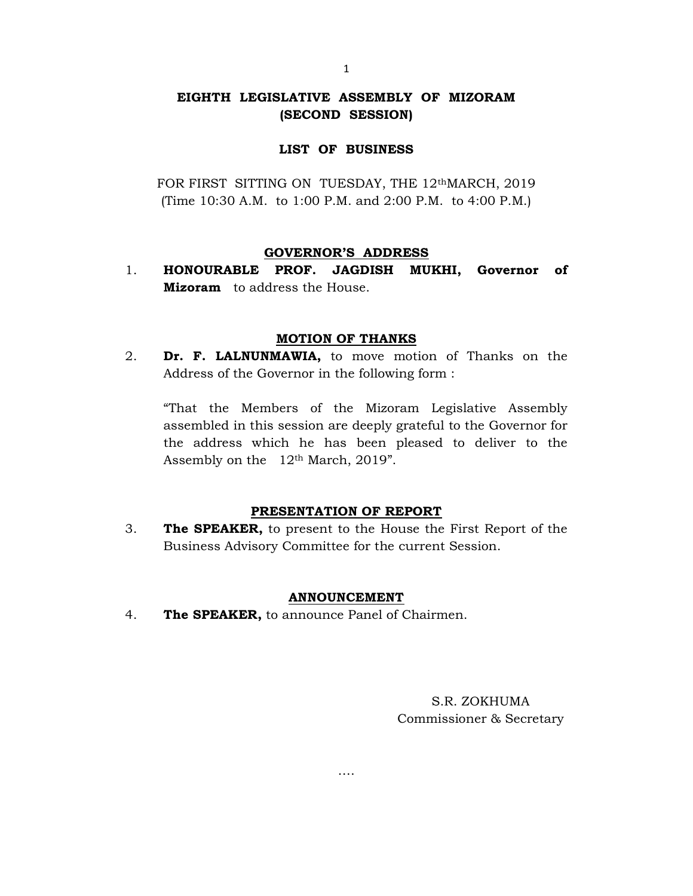# EIGHTH LEGISLATIVE ASSEMBLY OF MIZORAM
# (SECOND SESSION)

## LIST OF BUSINESS

FOR FIRST SITTING ON TUESDAY, THE 12th MARCH, 2019
(Time 10:30 A.M. to 1:00 P.M. and 2:00 P.M. to 4:00 P.M.)

### GOVERNOR'S ADDRESS

1. **HONOURABLE PROF. JAGDISH MUKHI, Governor of Mizoram** to address the House.

### MOTION OF THANKS

2. **Dr. F. LALNUNMAWIA,** to move motion of Thanks on the Address of the Governor in the following form :

   "That the Members of the Mizoram Legislative Assembly assembled in this session are deeply grateful to the Governor for the address which he has been pleased to deliver to the Assembly on the 12th March, 2019".

### PRESENTATION OF REPORT

3. **The SPEAKER,** to present to the House the First Report of the Business Advisory Committee for the current Session.

### ANNOUNCEMENT

4. **The SPEAKER,** to announce Panel of Chairmen.

S.R. ZOKHUMA
Commissioner & Secretary

….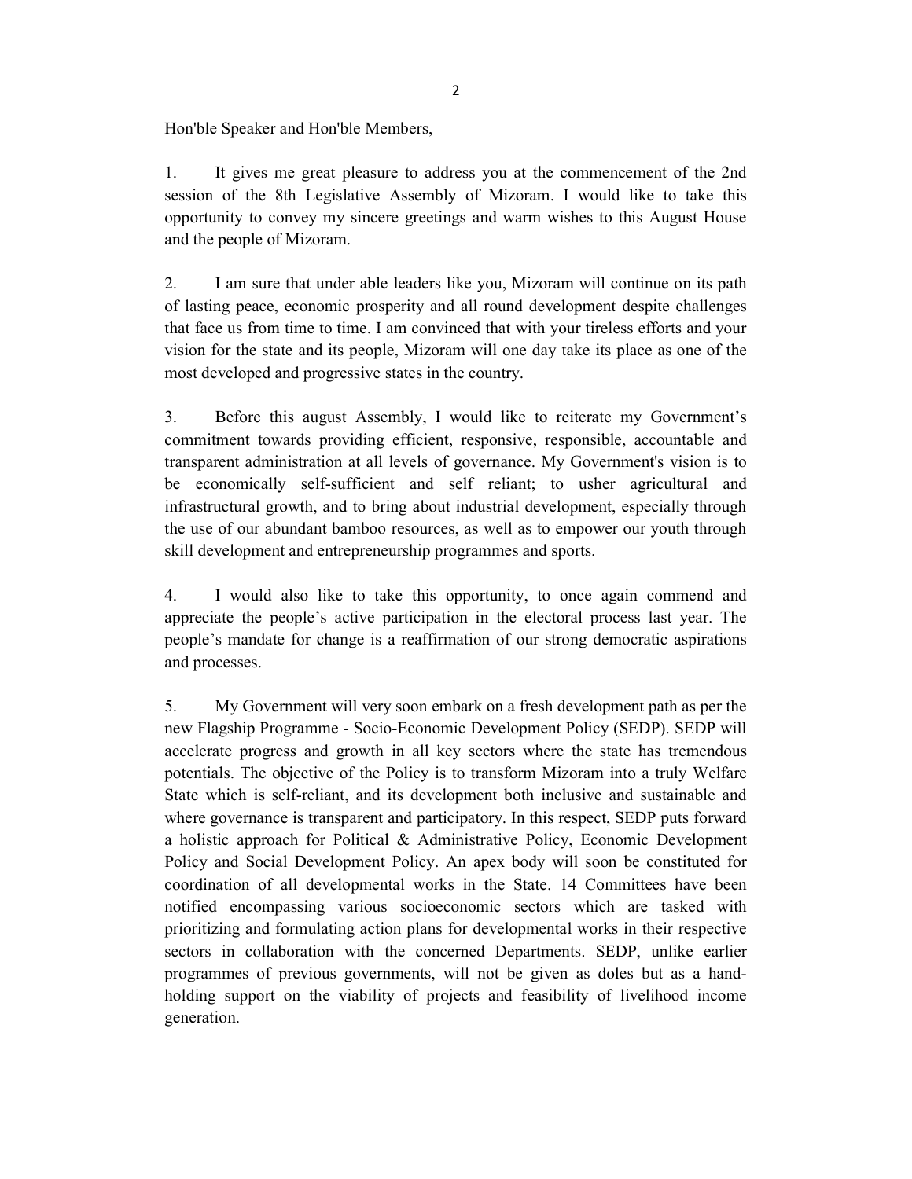Hon'ble Speaker and Hon'ble Members,

1. It gives me great pleasure to address you at the commencement of the 2nd session of the 8th Legislative Assembly of Mizoram. I would like to take this opportunity to convey my sincere greetings and warm wishes to this August House and the people of Mizoram.

2. I am sure that under able leaders like you, Mizoram will continue on its path of lasting peace, economic prosperity and all round development despite challenges that face us from time to time. I am convinced that with your tireless efforts and your vision for the state and its people, Mizoram will one day take its place as one of the most developed and progressive states in the country.

3. Before this august Assembly, I would like to reiterate my Government's commitment towards providing efficient, responsive, responsible, accountable and transparent administration at all levels of governance. My Government's vision is to be economically self-sufficient and self reliant; to usher agricultural and infrastructural growth, and to bring about industrial development, especially through the use of our abundant bamboo resources, as well as to empower our youth through skill development and entrepreneurship programmes and sports.

4. I would also like to take this opportunity, to once again commend and appreciate the people's active participation in the electoral process last year. The people's mandate for change is a reaffirmation of our strong democratic aspirations and processes.

5. My Government will very soon embark on a fresh development path as per the new Flagship Programme - Socio-Economic Development Policy (SEDP). SEDP will accelerate progress and growth in all key sectors where the state has tremendous potentials. The objective of the Policy is to transform Mizoram into a truly Welfare State which is self-reliant, and its development both inclusive and sustainable and where governance is transparent and participatory. In this respect, SEDP puts forward a holistic approach for Political & Administrative Policy, Economic Development Policy and Social Development Policy. An apex body will soon be constituted for coordination of all developmental works in the State. 14 Committees have been notified encompassing various socioeconomic sectors which are tasked with prioritizing and formulating action plans for developmental works in their respective sectors in collaboration with the concerned Departments. SEDP, unlike earlier programmes of previous governments, will not be given as doles but as a hand-holding support on the viability of projects and feasibility of livelihood income generation.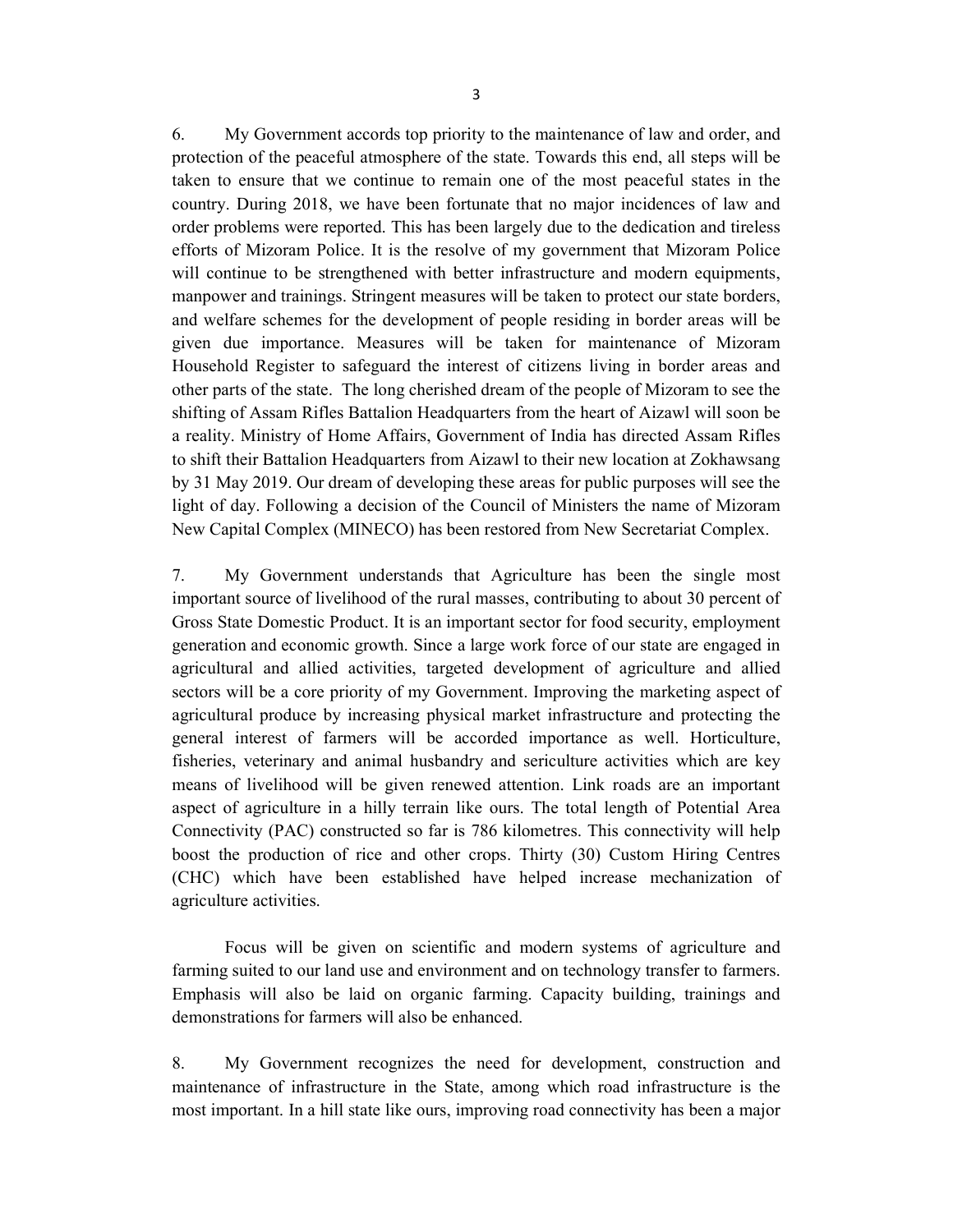6. My Government accords top priority to the maintenance of law and order, and protection of the peaceful atmosphere of the state. Towards this end, all steps will be taken to ensure that we continue to remain one of the most peaceful states in the country. During 2018, we have been fortunate that no major incidences of law and order problems were reported. This has been largely due to the dedication and tireless efforts of Mizoram Police. It is the resolve of my government that Mizoram Police will continue to be strengthened with better infrastructure and modern equipments, manpower and trainings. Stringent measures will be taken to protect our state borders, and welfare schemes for the development of people residing in border areas will be given due importance. Measures will be taken for maintenance of Mizoram Household Register to safeguard the interest of citizens living in border areas and other parts of the state. The long cherished dream of the people of Mizoram to see the shifting of Assam Rifles Battalion Headquarters from the heart of Aizawl will soon be a reality. Ministry of Home Affairs, Government of India has directed Assam Rifles to shift their Battalion Headquarters from Aizawl to their new location at Zokhawsang by 31 May 2019. Our dream of developing these areas for public purposes will see the light of day. Following a decision of the Council of Ministers the name of Mizoram New Capital Complex (MINECO) has been restored from New Secretariat Complex.

7. My Government understands that Agriculture has been the single most important source of livelihood of the rural masses, contributing to about 30 percent of Gross State Domestic Product. It is an important sector for food security, employment generation and economic growth. Since a large work force of our state are engaged in agricultural and allied activities, targeted development of agriculture and allied sectors will be a core priority of my Government. Improving the marketing aspect of agricultural produce by increasing physical market infrastructure and protecting the general interest of farmers will be accorded importance as well. Horticulture, fisheries, veterinary and animal husbandry and sericulture activities which are key means of livelihood will be given renewed attention. Link roads are an important aspect of agriculture in a hilly terrain like ours. The total length of Potential Area Connectivity (PAC) constructed so far is 786 kilometres. This connectivity will help boost the production of rice and other crops. Thirty (30) Custom Hiring Centres (CHC) which have been established have helped increase mechanization of agriculture activities.

Focus will be given on scientific and modern systems of agriculture and farming suited to our land use and environment and on technology transfer to farmers. Emphasis will also be laid on organic farming. Capacity building, trainings and demonstrations for farmers will also be enhanced.

8. My Government recognizes the need for development, construction and maintenance of infrastructure in the State, among which road infrastructure is the most important. In a hill state like ours, improving road connectivity has been a major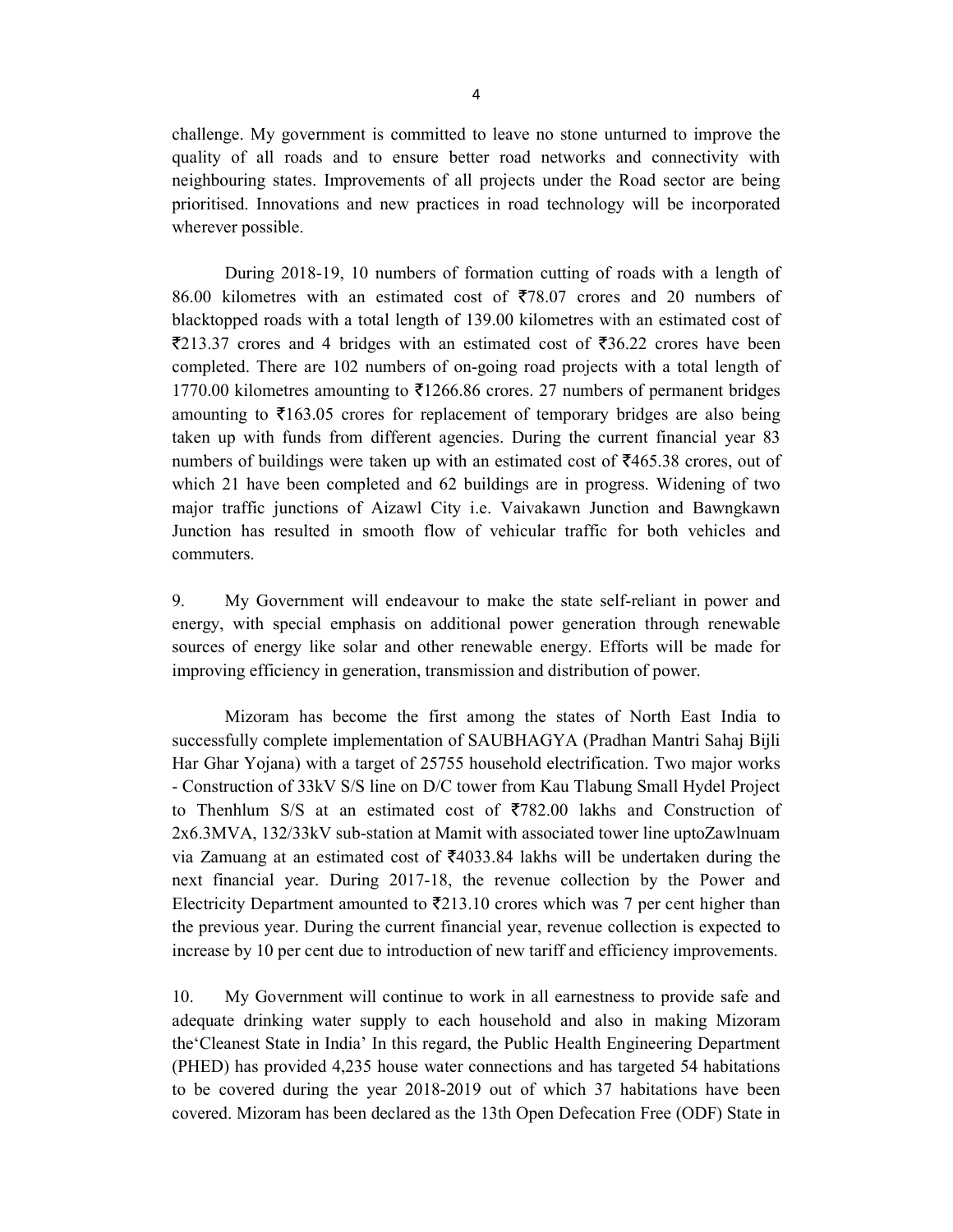challenge. My government is committed to leave no stone unturned to improve the quality of all roads and to ensure better road networks and connectivity with neighbouring states. Improvements of all projects under the Road sector are being prioritised. Innovations and new practices in road technology will be incorporated wherever possible.

During 2018-19, 10 numbers of formation cutting of roads with a length of 86.00 kilometres with an estimated cost of ₹78.07 crores and 20 numbers of blacktopped roads with a total length of 139.00 kilometres with an estimated cost of ₹213.37 crores and 4 bridges with an estimated cost of ₹36.22 crores have been completed. There are 102 numbers of on-going road projects with a total length of 1770.00 kilometres amounting to ₹1266.86 crores. 27 numbers of permanent bridges amounting to ₹163.05 crores for replacement of temporary bridges are also being taken up with funds from different agencies. During the current financial year 83 numbers of buildings were taken up with an estimated cost of ₹465.38 crores, out of which 21 have been completed and 62 buildings are in progress. Widening of two major traffic junctions of Aizawl City i.e. Vaivakawn Junction and Bawngkawn Junction has resulted in smooth flow of vehicular traffic for both vehicles and commuters.

9. My Government will endeavour to make the state self-reliant in power and energy, with special emphasis on additional power generation through renewable sources of energy like solar and other renewable energy. Efforts will be made for improving efficiency in generation, transmission and distribution of power.

Mizoram has become the first among the states of North East India to successfully complete implementation of SAUBHAGYA (Pradhan Mantri Sahaj Bijli Har Ghar Yojana) with a target of 25755 household electrification. Two major works - Construction of 33kV S/S line on D/C tower from Kau Tlabung Small Hydel Project to Thenhlum S/S at an estimated cost of ₹782.00 lakhs and Construction of 2x6.3MVA, 132/33kV sub-station at Mamit with associated tower line uptoZawlnuam via Zamuang at an estimated cost of ₹4033.84 lakhs will be undertaken during the next financial year. During 2017-18, the revenue collection by the Power and Electricity Department amounted to ₹213.10 crores which was 7 per cent higher than the previous year. During the current financial year, revenue collection is expected to increase by 10 per cent due to introduction of new tariff and efficiency improvements.

10. My Government will continue to work in all earnestness to provide safe and adequate drinking water supply to each household and also in making Mizoram the'Cleanest State in India' In this regard, the Public Health Engineering Department (PHED) has provided 4,235 house water connections and has targeted 54 habitations to be covered during the year 2018-2019 out of which 37 habitations have been covered. Mizoram has been declared as the 13th Open Defecation Free (ODF) State in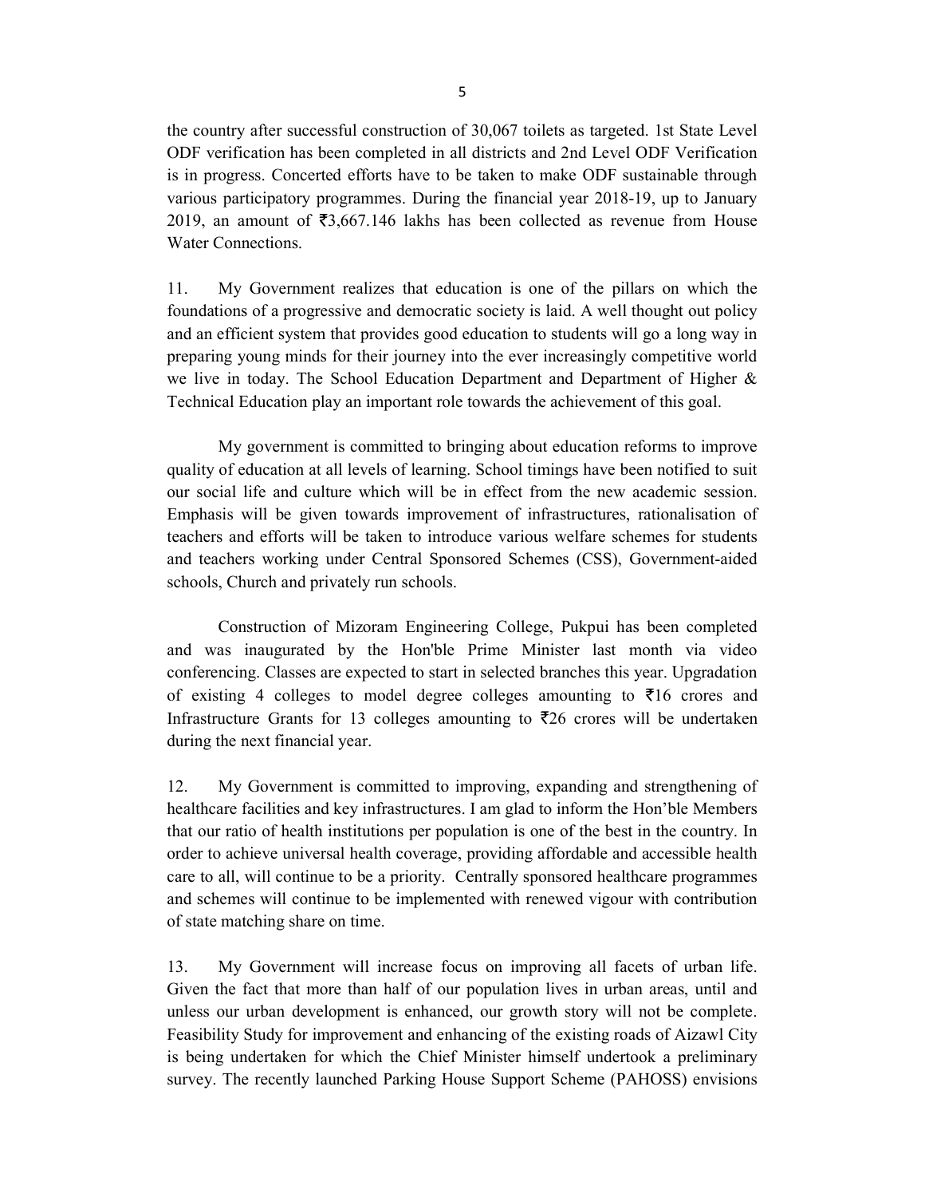the country after successful construction of 30,067 toilets as targeted. 1st State Level ODF verification has been completed in all districts and 2nd Level ODF Verification is in progress. Concerted efforts have to be taken to make ODF sustainable through various participatory programmes. During the financial year 2018-19, up to January 2019, an amount of ₹3,667.146 lakhs has been collected as revenue from House Water Connections.

11. My Government realizes that education is one of the pillars on which the foundations of a progressive and democratic society is laid. A well thought out policy and an efficient system that provides good education to students will go a long way in preparing young minds for their journey into the ever increasingly competitive world we live in today. The School Education Department and Department of Higher & Technical Education play an important role towards the achievement of this goal.

My government is committed to bringing about education reforms to improve quality of education at all levels of learning. School timings have been notified to suit our social life and culture which will be in effect from the new academic session. Emphasis will be given towards improvement of infrastructures, rationalisation of teachers and efforts will be taken to introduce various welfare schemes for students and teachers working under Central Sponsored Schemes (CSS), Government-aided schools, Church and privately run schools.

Construction of Mizoram Engineering College, Pukpui has been completed and was inaugurated by the Hon'ble Prime Minister last month via video conferencing. Classes are expected to start in selected branches this year. Upgradation of existing 4 colleges to model degree colleges amounting to ₹16 crores and Infrastructure Grants for 13 colleges amounting to ₹26 crores will be undertaken during the next financial year.

12. My Government is committed to improving, expanding and strengthening of healthcare facilities and key infrastructures. I am glad to inform the Hon'ble Members that our ratio of health institutions per population is one of the best in the country. In order to achieve universal health coverage, providing affordable and accessible health care to all, will continue to be a priority. Centrally sponsored healthcare programmes and schemes will continue to be implemented with renewed vigour with contribution of state matching share on time.

13. My Government will increase focus on improving all facets of urban life. Given the fact that more than half of our population lives in urban areas, until and unless our urban development is enhanced, our growth story will not be complete. Feasibility Study for improvement and enhancing of the existing roads of Aizawl City is being undertaken for which the Chief Minister himself undertook a preliminary survey. The recently launched Parking House Support Scheme (PAHOSS) envisions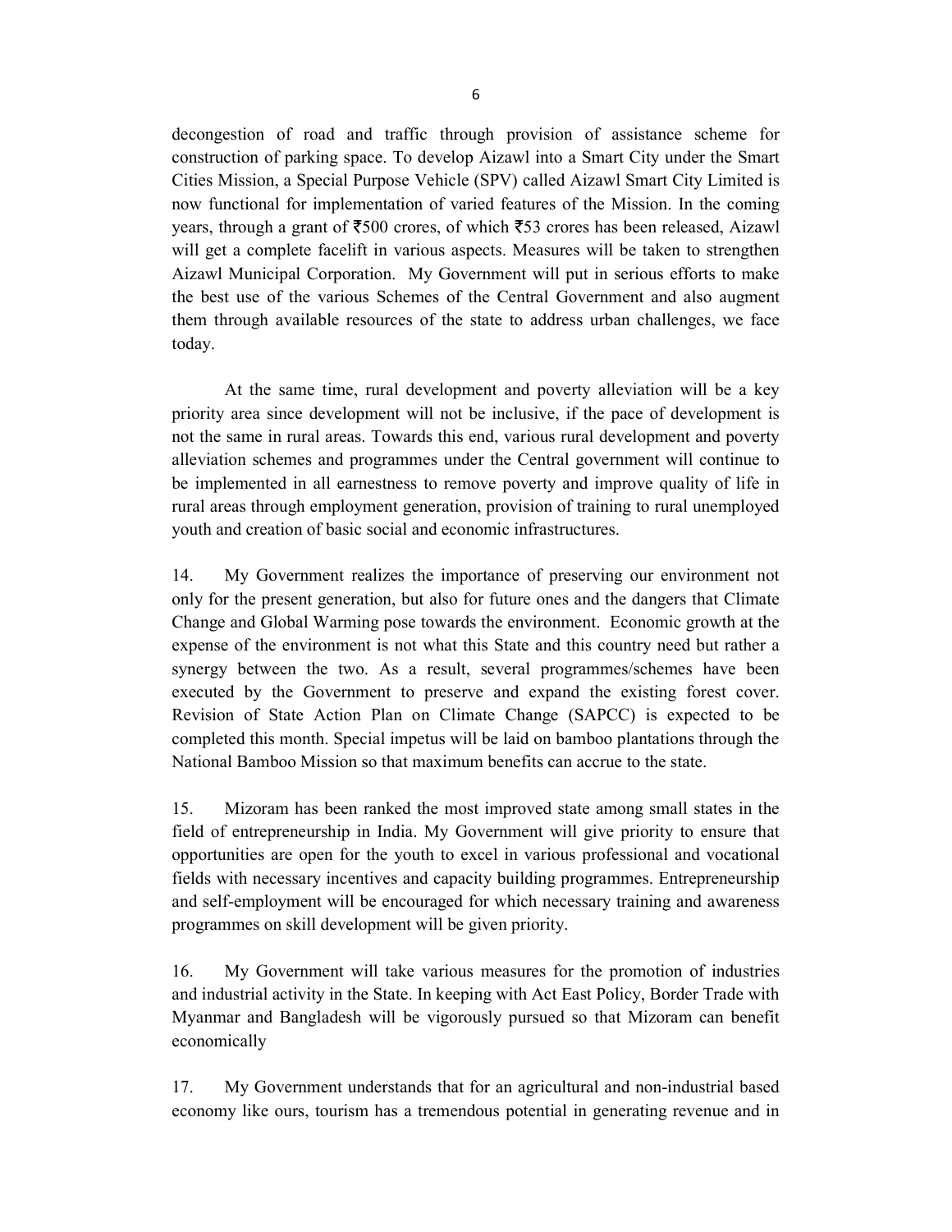decongestion of road and traffic through provision of assistance scheme for construction of parking space. To develop Aizawl into a Smart City under the Smart Cities Mission, a Special Purpose Vehicle (SPV) called Aizawl Smart City Limited is now functional for implementation of varied features of the Mission. In the coming years, through a grant of ₹500 crores, of which ₹53 crores has been released, Aizawl will get a complete facelift in various aspects. Measures will be taken to strengthen Aizawl Municipal Corporation. My Government will put in serious efforts to make the best use of the various Schemes of the Central Government and also augment them through available resources of the state to address urban challenges, we face today.

At the same time, rural development and poverty alleviation will be a key priority area since development will not be inclusive, if the pace of development is not the same in rural areas. Towards this end, various rural development and poverty alleviation schemes and programmes under the Central government will continue to be implemented in all earnestness to remove poverty and improve quality of life in rural areas through employment generation, provision of training to rural unemployed youth and creation of basic social and economic infrastructures.

14. My Government realizes the importance of preserving our environment not only for the present generation, but also for future ones and the dangers that Climate Change and Global Warming pose towards the environment. Economic growth at the expense of the environment is not what this State and this country need but rather a synergy between the two. As a result, several programmes/schemes have been executed by the Government to preserve and expand the existing forest cover. Revision of State Action Plan on Climate Change (SAPCC) is expected to be completed this month. Special impetus will be laid on bamboo plantations through the National Bamboo Mission so that maximum benefits can accrue to the state.

15. Mizoram has been ranked the most improved state among small states in the field of entrepreneurship in India. My Government will give priority to ensure that opportunities are open for the youth to excel in various professional and vocational fields with necessary incentives and capacity building programmes. Entrepreneurship and self-employment will be encouraged for which necessary training and awareness programmes on skill development will be given priority.

16. My Government will take various measures for the promotion of industries and industrial activity in the State. In keeping with Act East Policy, Border Trade with Myanmar and Bangladesh will be vigorously pursued so that Mizoram can benefit economically

17. My Government understands that for an agricultural and non-industrial based economy like ours, tourism has a tremendous potential in generating revenue and in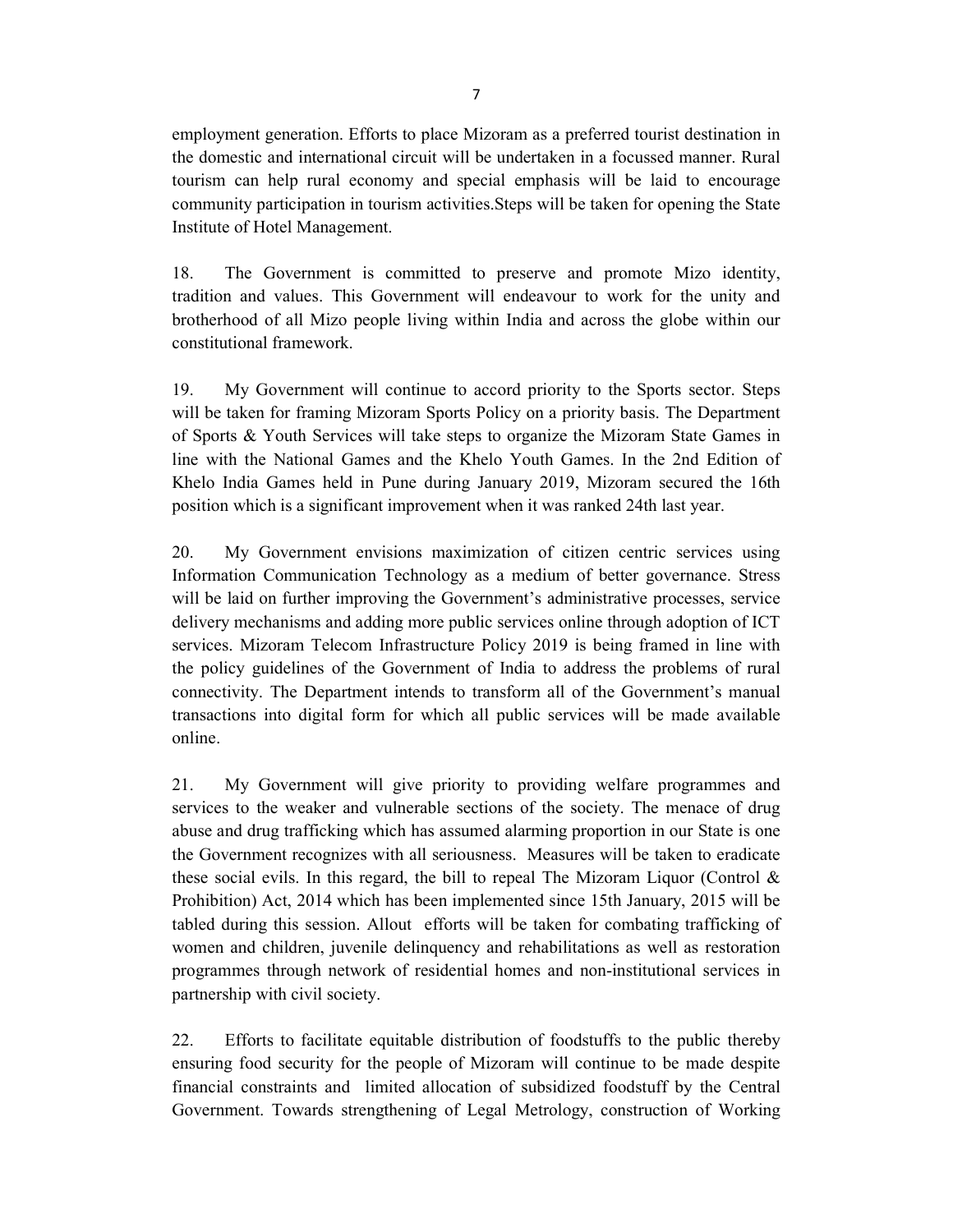employment generation. Efforts to place Mizoram as a preferred tourist destination in the domestic and international circuit will be undertaken in a focussed manner. Rural tourism can help rural economy and special emphasis will be laid to encourage community participation in tourism activities.Steps will be taken for opening the State Institute of Hotel Management.

18. The Government is committed to preserve and promote Mizo identity, tradition and values. This Government will endeavour to work for the unity and brotherhood of all Mizo people living within India and across the globe within our constitutional framework.

19. My Government will continue to accord priority to the Sports sector. Steps will be taken for framing Mizoram Sports Policy on a priority basis. The Department of Sports & Youth Services will take steps to organize the Mizoram State Games in line with the National Games and the Khelo Youth Games. In the 2nd Edition of Khelo India Games held in Pune during January 2019, Mizoram secured the 16th position which is a significant improvement when it was ranked 24th last year.

20. My Government envisions maximization of citizen centric services using Information Communication Technology as a medium of better governance. Stress will be laid on further improving the Government's administrative processes, service delivery mechanisms and adding more public services online through adoption of ICT services. Mizoram Telecom Infrastructure Policy 2019 is being framed in line with the policy guidelines of the Government of India to address the problems of rural connectivity. The Department intends to transform all of the Government's manual transactions into digital form for which all public services will be made available online.

21. My Government will give priority to providing welfare programmes and services to the weaker and vulnerable sections of the society. The menace of drug abuse and drug trafficking which has assumed alarming proportion in our State is one the Government recognizes with all seriousness. Measures will be taken to eradicate these social evils. In this regard, the bill to repeal The Mizoram Liquor (Control & Prohibition) Act, 2014 which has been implemented since 15th January, 2015 will be tabled during this session. Allout efforts will be taken for combating trafficking of women and children, juvenile delinquency and rehabilitations as well as restoration programmes through network of residential homes and non-institutional services in partnership with civil society.

22. Efforts to facilitate equitable distribution of foodstuffs to the public thereby ensuring food security for the people of Mizoram will continue to be made despite financial constraints and limited allocation of subsidized foodstuff by the Central Government. Towards strengthening of Legal Metrology, construction of Working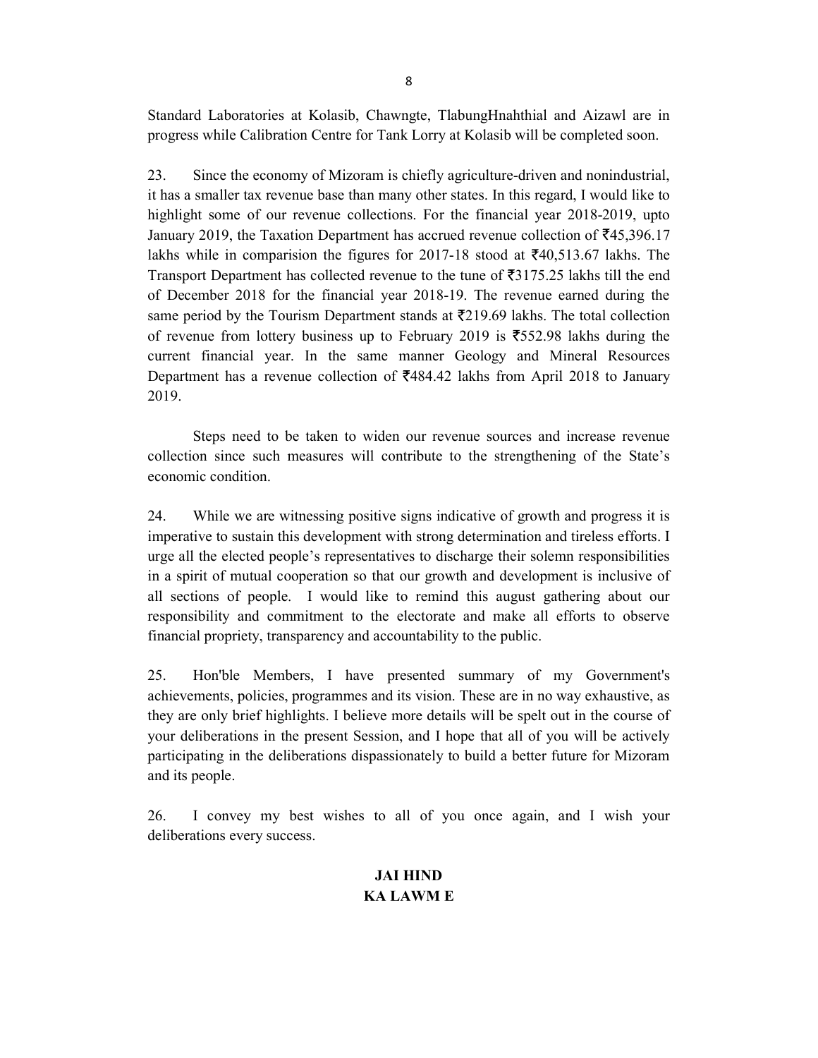Standard Laboratories at Kolasib, Chawngte, TlabungHnahthial and Aizawl are in progress while Calibration Centre for Tank Lorry at Kolasib will be completed soon.

23. Since the economy of Mizoram is chiefly agriculture-driven and nonindustrial, it has a smaller tax revenue base than many other states. In this regard, I would like to highlight some of our revenue collections. For the financial year 2018-2019, upto January 2019, the Taxation Department has accrued revenue collection of ₹45,396.17 lakhs while in comparision the figures for 2017-18 stood at ₹40,513.67 lakhs. The Transport Department has collected revenue to the tune of ₹3175.25 lakhs till the end of December 2018 for the financial year 2018-19. The revenue earned during the same period by the Tourism Department stands at ₹219.69 lakhs. The total collection of revenue from lottery business up to February 2019 is ₹552.98 lakhs during the current financial year. In the same manner Geology and Mineral Resources Department has a revenue collection of ₹484.42 lakhs from April 2018 to January 2019.

Steps need to be taken to widen our revenue sources and increase revenue collection since such measures will contribute to the strengthening of the State's economic condition.

24. While we are witnessing positive signs indicative of growth and progress it is imperative to sustain this development with strong determination and tireless efforts. I urge all the elected people's representatives to discharge their solemn responsibilities in a spirit of mutual cooperation so that our growth and development is inclusive of all sections of people. I would like to remind this august gathering about our responsibility and commitment to the electorate and make all efforts to observe financial propriety, transparency and accountability to the public.

25. Hon'ble Members, I have presented summary of my Government's achievements, policies, programmes and its vision. These are in no way exhaustive, as they are only brief highlights. I believe more details will be spelt out in the course of your deliberations in the present Session, and I hope that all of you will be actively participating in the deliberations dispassionately to build a better future for Mizoram and its people.

26. I convey my best wishes to all of you once again, and I wish your deliberations every success.

**JAI HIND**

**KA LAWM E**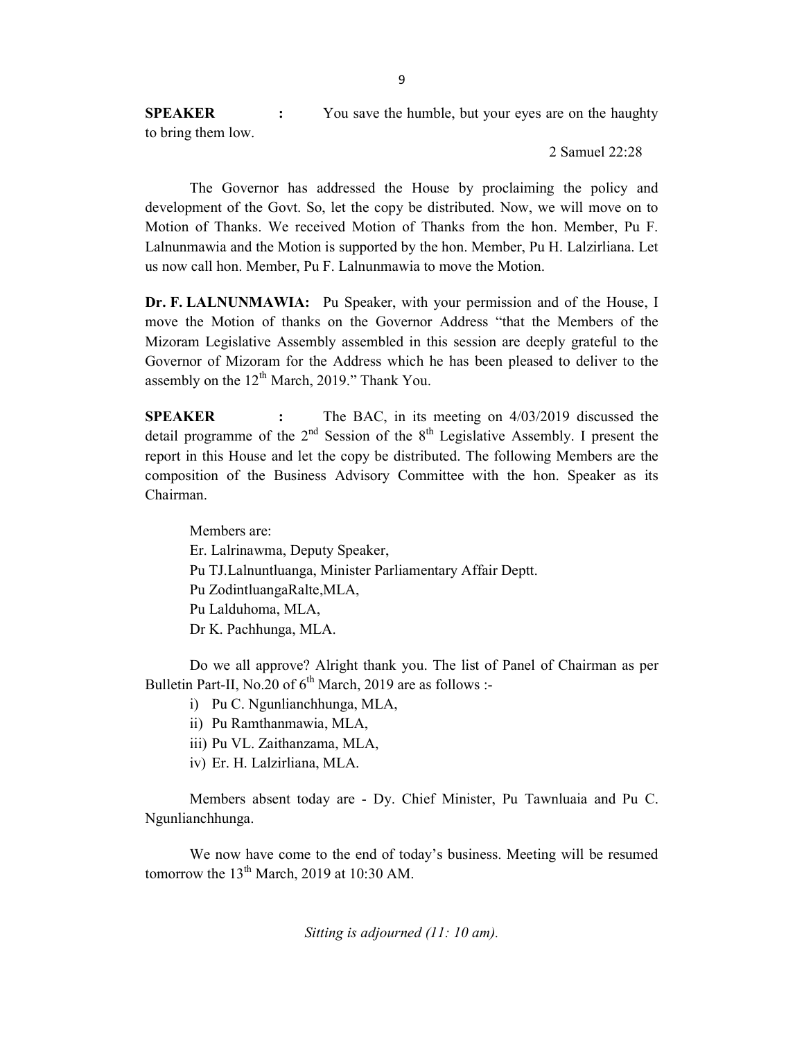**SPEAKER :** You save the humble, but your eyes are on the haughty to bring them low.

2 Samuel 22:28

The Governor has addressed the House by proclaiming the policy and development of the Govt. So, let the copy be distributed. Now, we will move on to Motion of Thanks. We received Motion of Thanks from the hon. Member, Pu F. Lalnunmawia and the Motion is supported by the hon. Member, Pu H. Lalzirliana. Let us now call hon. Member, Pu F. Lalnunmawia to move the Motion.

**Dr. F. LALNUNMAWIA:** Pu Speaker, with your permission and of the House, I move the Motion of thanks on the Governor Address "that the Members of the Mizoram Legislative Assembly assembled in this session are deeply grateful to the Governor of Mizoram for the Address which he has been pleased to deliver to the assembly on the 12th March, 2019." Thank You.

**SPEAKER :** The BAC, in its meeting on 4/03/2019 discussed the detail programme of the 2nd Session of the 8th Legislative Assembly. I present the report in this House and let the copy be distributed. The following Members are the composition of the Business Advisory Committee with the hon. Speaker as its Chairman.

Members are:
Er. Lalrinawma, Deputy Speaker,
Pu TJ.Lalnuntluanga, Minister Parliamentary Affair Deptt.
Pu ZodintluangaRalte,MLA,
Pu Lalduhoma, MLA,
Dr K. Pachhunga, MLA.

Do we all approve? Alright thank you. The list of Panel of Chairman as per Bulletin Part-II, No.20 of 6th March, 2019 are as follows :-

i) Pu C. Ngunlianchhunga, MLA,
ii) Pu Ramthanmawia, MLA,
iii) Pu VL. Zaithanzama, MLA,
iv) Er. H. Lalzirliana, MLA.

Members absent today are - Dy. Chief Minister, Pu Tawnluaia and Pu C. Ngunlianchhunga.

We now have come to the end of today's business. Meeting will be resumed tomorrow the 13th March, 2019 at 10:30 AM.

*Sitting is adjourned (11: 10 am).*